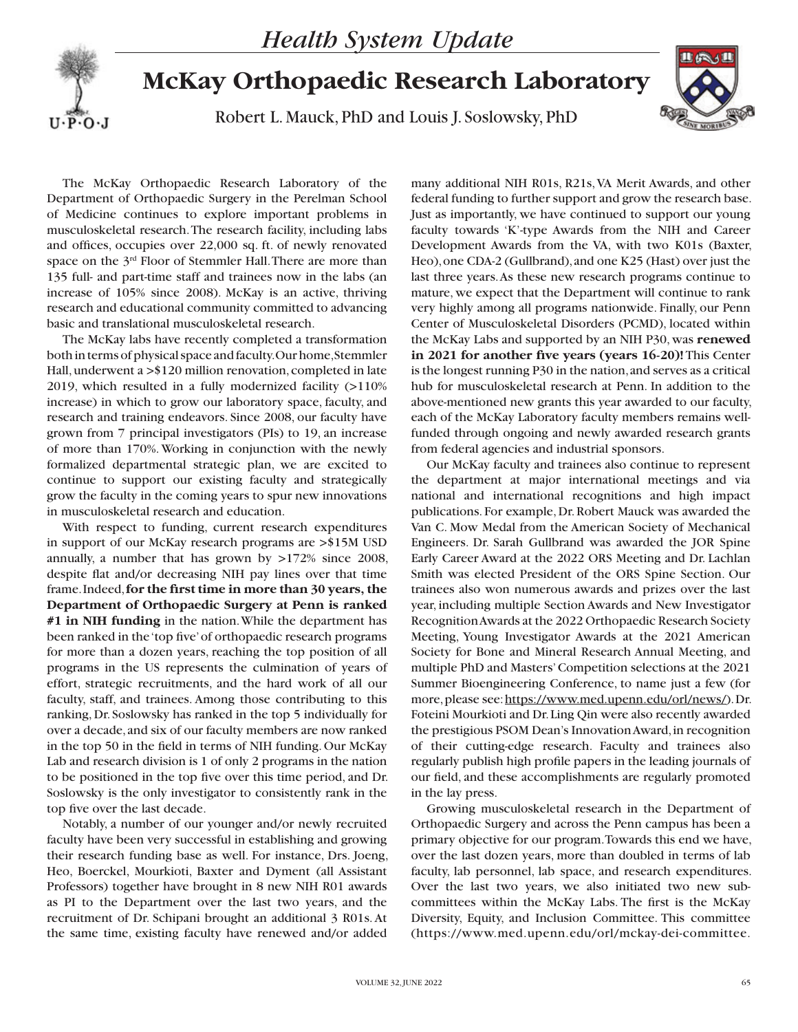*Health System Update*

# McKay Orthopaedic Research Laboratory

Robert L. Mauck, PhD and Louis J. Soslowsky, PhD

The McKay Orthopaedic Research Laboratory of the Department of Orthopaedic Surgery in the Perelman School of Medicine continues to explore important problems in musculoskeletal research. The research facility, including labs and offices, occupies over 22,000 sq. ft. of newly renovated space on the 3rd Floor of Stemmler Hall. There are more than 135 full- and part-time staff and trainees now in the labs (an increase of 105% since 2008). McKay is an active, thriving research and educational community committed to advancing basic and translational musculoskeletal research.

The McKay labs have recently completed a transformation both in terms of physical space and faculty. Our home, Stemmler Hall, underwent a >$120 million renovation, completed in late 2019, which resulted in a fully modernized facility (>110% increase) in which to grow our laboratory space, faculty, and research and training endeavors. Since 2008, our faculty have grown from 7 principal investigators (PIs) to 19, an increase of more than 170%. Working in conjunction with the newly formalized departmental strategic plan, we are excited to continue to support our existing faculty and strategically grow the faculty in the coming years to spur new innovations in musculoskeletal research and education.

With respect to funding, current research expenditures in support of our McKay research programs are >$15M USD annually, a number that has grown by >172% since 2008, despite flat and/or decreasing NIH pay lines over that time frame. Indeed, **for the first time in more than 30 years, the Department of Orthopaedic Surgery at Penn is ranked #1 in NIH funding** in the nation. While the department has been ranked in the 'top five' of orthopaedic research programs for more than a dozen years, reaching the top position of all programs in the US represents the culmination of years of effort, strategic recruitments, and the hard work of all our faculty, staff, and trainees. Among those contributing to this ranking, Dr. Soslowsky has ranked in the top 5 individually for over a decade, and six of our faculty members are now ranked in the top 50 in the field in terms of NIH funding. Our McKay Lab and research division is 1 of only 2 programs in the nation to be positioned in the top five over this time period, and Dr. Soslowsky is the only investigator to consistently rank in the top five over the last decade.

Notably, a number of our younger and/or newly recruited faculty have been very successful in establishing and growing their research funding base as well. For instance, Drs. Joeng, Heo, Boerckel, Mourkioti, Baxter and Dyment (all Assistant Professors) together have brought in 8 new NIH R01 awards as PI to the Department over the last two years, and the recruitment of Dr. Schipani brought an additional 3 R01s. At the same time, existing faculty have renewed and/or added many additional NIH R01s, R21s, VA Merit Awards, and other federal funding to further support and grow the research base. Just as importantly, we have continued to support our young faculty towards 'K'-type Awards from the NIH and Career Development Awards from the VA, with two K01s (Baxter, Heo), one CDA-2 (Gullbrand), and one K25 (Hast) over just the last three years. As these new research programs continue to mature, we expect that the Department will continue to rank very highly among all programs nationwide. Finally, our Penn Center of Musculoskeletal Disorders (PCMD), located within the McKay Labs and supported by an NIH P30, was **renewed in 2021 for another five years (years 16-20)!** This Center is the longest running P30 in the nation, and serves as a critical hub for musculoskeletal research at Penn. In addition to the above-mentioned new grants this year awarded to our faculty, each of the McKay Laboratory faculty members remains well-funded through ongoing and newly awarded research grants from federal agencies and industrial sponsors.

Our McKay faculty and trainees also continue to represent the department at major international meetings and via national and international recognitions and high impact publications. For example, Dr. Robert Mauck was awarded the Van C. Mow Medal from the American Society of Mechanical Engineers. Dr. Sarah Gullbrand was awarded the JOR Spine Early Career Award at the 2022 ORS Meeting and Dr. Lachlan Smith was elected President of the ORS Spine Section. Our trainees also won numerous awards and prizes over the last year, including multiple Section Awards and New Investigator Recognition Awards at the 2022 Orthopaedic Research Society Meeting, Young Investigator Awards at the 2021 American Society for Bone and Mineral Research Annual Meeting, and multiple PhD and Masters' Competition selections at the 2021 Summer Bioengineering Conference, to name just a few (for more, please see: https://www.med.upenn.edu/orl/news/). Dr. Foteini Mourkioti and Dr. Ling Qin were also recently awarded the prestigious PSOM Dean's Innovation Award, in recognition of their cutting-edge research. Faculty and trainees also regularly publish high profile papers in the leading journals of our field, and these accomplishments are regularly promoted in the lay press.

Growing musculoskeletal research in the Department of Orthopaedic Surgery and across the Penn campus has been a primary objective for our program. Towards this end we have, over the last dozen years, more than doubled in terms of lab faculty, lab personnel, lab space, and research expenditures. Over the last two years, we also initiated two new sub-committees within the McKay Labs. The first is the McKay Diversity, Equity, and Inclusion Committee. This committee (https://www.med.upenn.edu/orl/mckay-dei-committee.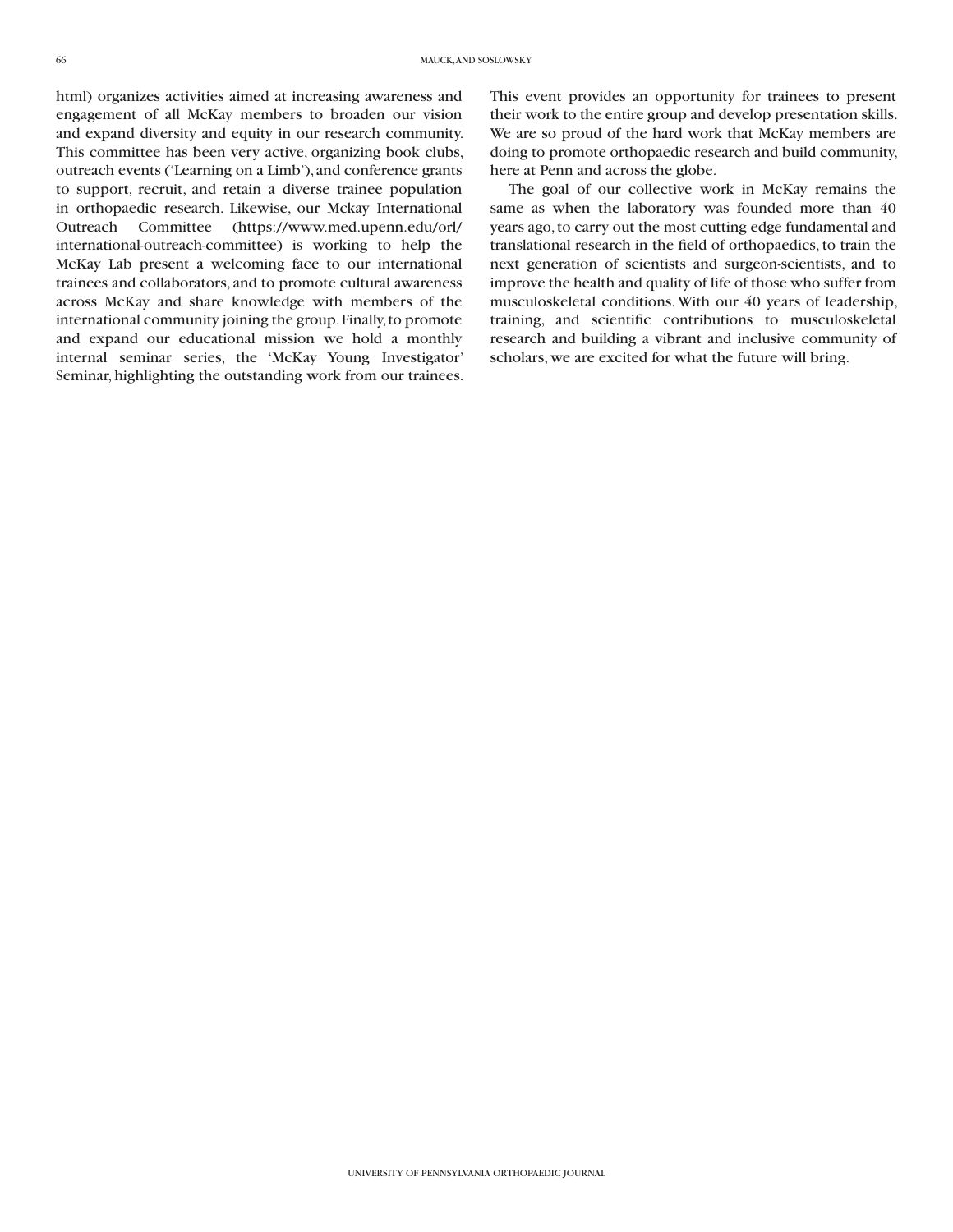html) organizes activities aimed at increasing awareness and engagement of all McKay members to broaden our vision and expand diversity and equity in our research community. This committee has been very active, organizing book clubs, outreach events ('Learning on a Limb'), and conference grants to support, recruit, and retain a diverse trainee population in orthopaedic research. Likewise, our Mckay International Outreach Committee (https://www.med.upenn.edu/orl/international-outreach-committee) is working to help the McKay Lab present a welcoming face to our international trainees and collaborators, and to promote cultural awareness across McKay and share knowledge with members of the international community joining the group. Finally, to promote and expand our educational mission we hold a monthly internal seminar series, the 'McKay Young Investigator' Seminar, highlighting the outstanding work from our trainees. This event provides an opportunity for trainees to present their work to the entire group and develop presentation skills. We are so proud of the hard work that McKay members are doing to promote orthopaedic research and build community, here at Penn and across the globe.

The goal of our collective work in McKay remains the same as when the laboratory was founded more than 40 years ago, to carry out the most cutting edge fundamental and translational research in the field of orthopaedics, to train the next generation of scientists and surgeon-scientists, and to improve the health and quality of life of those who suffer from musculoskeletal conditions. With our 40 years of leadership, training, and scientific contributions to musculoskeletal research and building a vibrant and inclusive community of scholars, we are excited for what the future will bring.